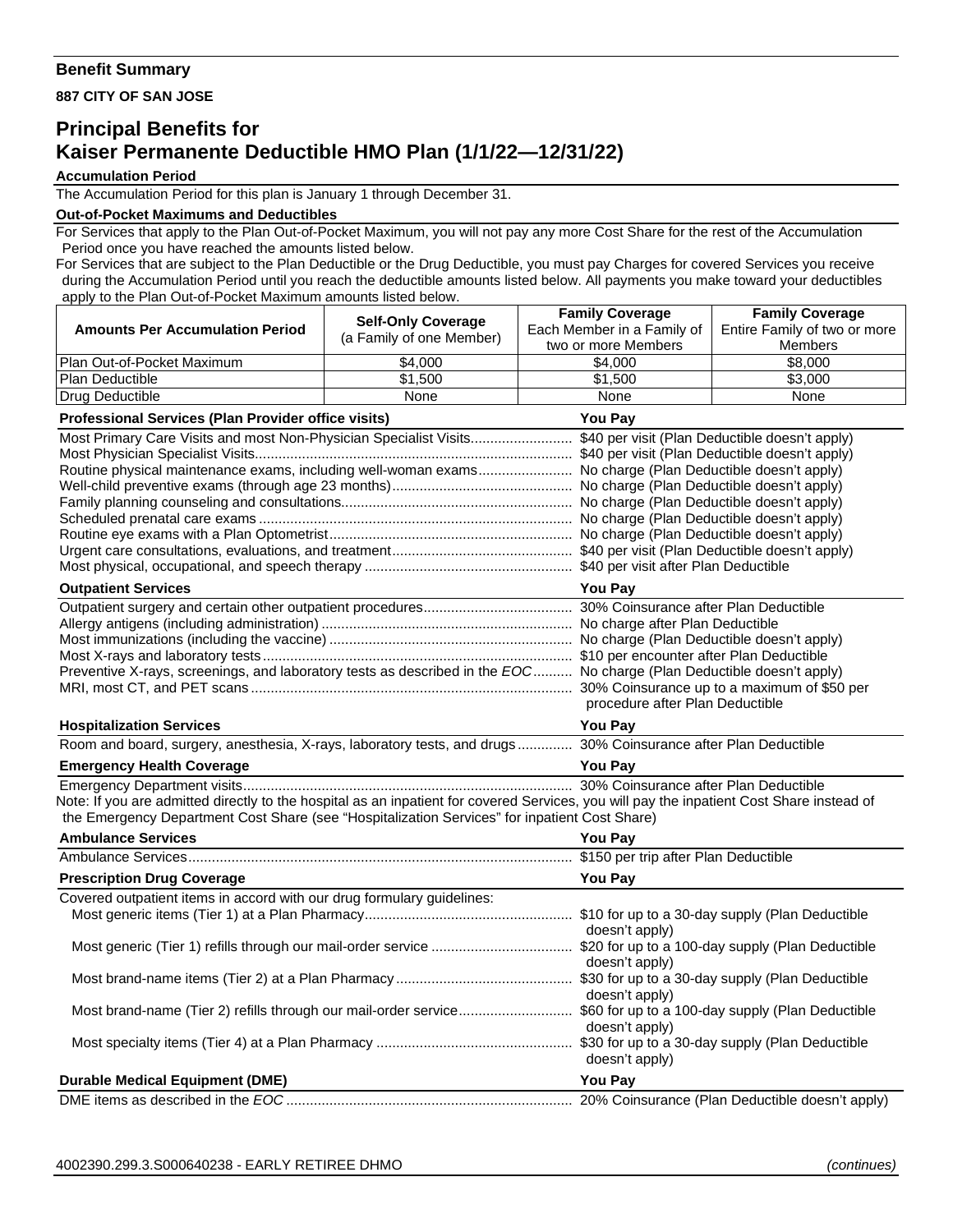**Benefit Summary**

**887 CITY OF SAN JOSE**

# Principal Benefits for Kaiser Permanente Deductible HMO Plan (1/1/22—12/31/22)

**Accumulation Period**

The Accumulation Period for this plan is January 1 through December 31.

**Out-of-Pocket Maximums and Deductibles**

For Services that apply to the Plan Out-of-Pocket Maximum, you will not pay any more Cost Share for the rest of the Accumulation Period once you have reached the amounts listed below.

For Services that are subject to the Plan Deductible or the Drug Deductible, you must pay Charges for covered Services you receive during the Accumulation Period until you reach the deductible amounts listed below. All payments you make toward your deductibles apply to the Plan Out-of-Pocket Maximum amounts listed below.

| Amounts Per Accumulation Period | Self-Only Coverage (a Family of one Member) | Family Coverage Each Member in a Family of two or more Members | Family Coverage Entire Family of two or more Members |
|---|---|---|---|
| Plan Out-of-Pocket Maximum | $4,000 | $4,000 | $8,000 |
| Plan Deductible | $1,500 | $1,500 | $3,000 |
| Drug Deductible | None | None | None |

| Professional Services (Plan Provider office visits) | You Pay |
|---|---|
| Most Primary Care Visits and most Non-Physician Specialist Visits | $40 per visit (Plan Deductible doesn't apply) |
| Most Physician Specialist Visits | $40 per visit (Plan Deductible doesn't apply) |
| Routine physical maintenance exams, including well-woman exams | No charge (Plan Deductible doesn't apply) |
| Well-child preventive exams (through age 23 months) | No charge (Plan Deductible doesn't apply) |
| Family planning counseling and consultations | No charge (Plan Deductible doesn't apply) |
| Scheduled prenatal care exams | No charge (Plan Deductible doesn't apply) |
| Routine eye exams with a Plan Optometrist | No charge (Plan Deductible doesn't apply) |
| Urgent care consultations, evaluations, and treatment | $40 per visit (Plan Deductible doesn't apply) |
| Most physical, occupational, and speech therapy | $40 per visit after Plan Deductible |

| Outpatient Services | You Pay |
|---|---|
| Outpatient surgery and certain other outpatient procedures | 30% Coinsurance after Plan Deductible |
| Allergy antigens (including administration) | No charge after Plan Deductible |
| Most immunizations (including the vaccine) | No charge (Plan Deductible doesn't apply) |
| Most X-rays and laboratory tests | $10 per encounter after Plan Deductible |
| Preventive X-rays, screenings, and laboratory tests as described in the *EOC* | No charge (Plan Deductible doesn't apply) |
| MRI, most CT, and PET scans | 30% Coinsurance up to a maximum of $50 per procedure after Plan Deductible |

| Hospitalization Services | You Pay |
|---|---|
| Room and board, surgery, anesthesia, X-rays, laboratory tests, and drugs | 30% Coinsurance after Plan Deductible |

| Emergency Health Coverage | You Pay |
|---|---|
| Emergency Department visits | 30% Coinsurance after Plan Deductible |

Note: If you are admitted directly to the hospital as an inpatient for covered Services, you will pay the inpatient Cost Share instead of the Emergency Department Cost Share (see "Hospitalization Services" for inpatient Cost Share)

| Ambulance Services | You Pay |
|---|---|
| Ambulance Services | $150 per trip after Plan Deductible |

| Prescription Drug Coverage | You Pay |
|---|---|
| Covered outpatient items in accord with our drug formulary guidelines: | |
| Most generic items (Tier 1) at a Plan Pharmacy | $10 for up to a 30-day supply (Plan Deductible doesn't apply) |
| Most generic (Tier 1) refills through our mail-order service | $20 for up to a 100-day supply (Plan Deductible doesn't apply) |
| Most brand-name items (Tier 2) at a Plan Pharmacy | $30 for up to a 30-day supply (Plan Deductible doesn't apply) |
| Most brand-name (Tier 2) refills through our mail-order service | $60 for up to a 100-day supply (Plan Deductible doesn't apply) |
| Most specialty items (Tier 4) at a Plan Pharmacy | $30 for up to a 30-day supply (Plan Deductible doesn't apply) |

| Durable Medical Equipment (DME) | You Pay |
|---|---|
| DME items as described in the *EOC* | 20% Coinsurance (Plan Deductible doesn't apply) |

4002390.299.3.S000640238 - EARLY RETIREE DHMO *(continues)*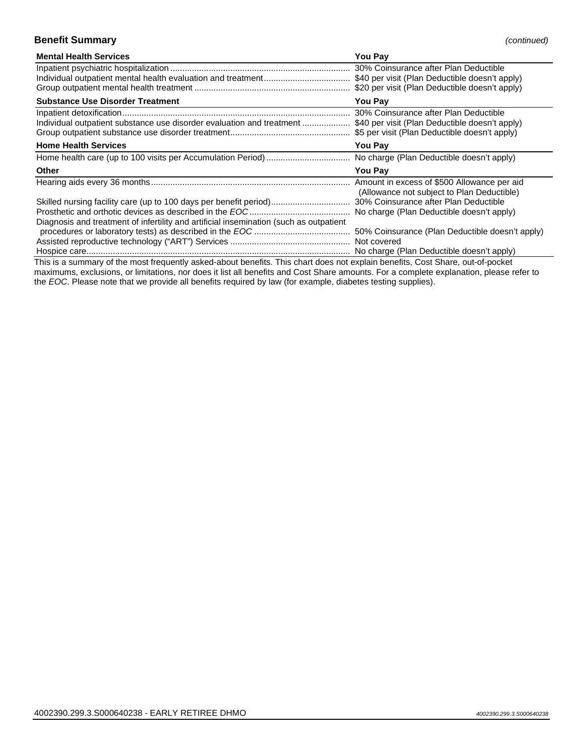## Benefit Summary *(continued)*

| Mental Health Services | You Pay |
|---|---|
| Inpatient psychiatric hospitalization | 30% Coinsurance after Plan Deductible |
| Individual outpatient mental health evaluation and treatment | $40 per visit (Plan Deductible doesn't apply) |
| Group outpatient mental health treatment | $20 per visit (Plan Deductible doesn't apply) |
| **Substance Use Disorder Treatment** | **You Pay** |
| Inpatient detoxification | 30% Coinsurance after Plan Deductible |
| Individual outpatient substance use disorder evaluation and treatment | $40 per visit (Plan Deductible doesn't apply) |
| Group outpatient substance use disorder treatment | $5 per visit (Plan Deductible doesn't apply) |
| **Home Health Services** | **You Pay** |
| Home health care (up to 100 visits per Accumulation Period) | No charge (Plan Deductible doesn't apply) |
| **Other** | **You Pay** |
| Hearing aids every 36 months | Amount in excess of $500 Allowance per aid (Allowance not subject to Plan Deductible) |
| Skilled nursing facility care (up to 100 days per benefit period) | 30% Coinsurance after Plan Deductible |
| Prosthetic and orthotic devices as described in the *EOC* | No charge (Plan Deductible doesn't apply) |
| Diagnosis and treatment of infertility and artificial insemination (such as outpatient procedures or laboratory tests) as described in the *EOC* | 50% Coinsurance (Plan Deductible doesn't apply) |
| Assisted reproductive technology ("ART") Services | Not covered |
| Hospice care | No charge (Plan Deductible doesn't apply) |

This is a summary of the most frequently asked-about benefits. This chart does not explain benefits, Cost Share, out-of-pocket maximums, exclusions, or limitations, nor does it list all benefits and Cost Share amounts. For a complete explanation, please refer to the *EOC*. Please note that we provide all benefits required by law (for example, diabetes testing supplies).